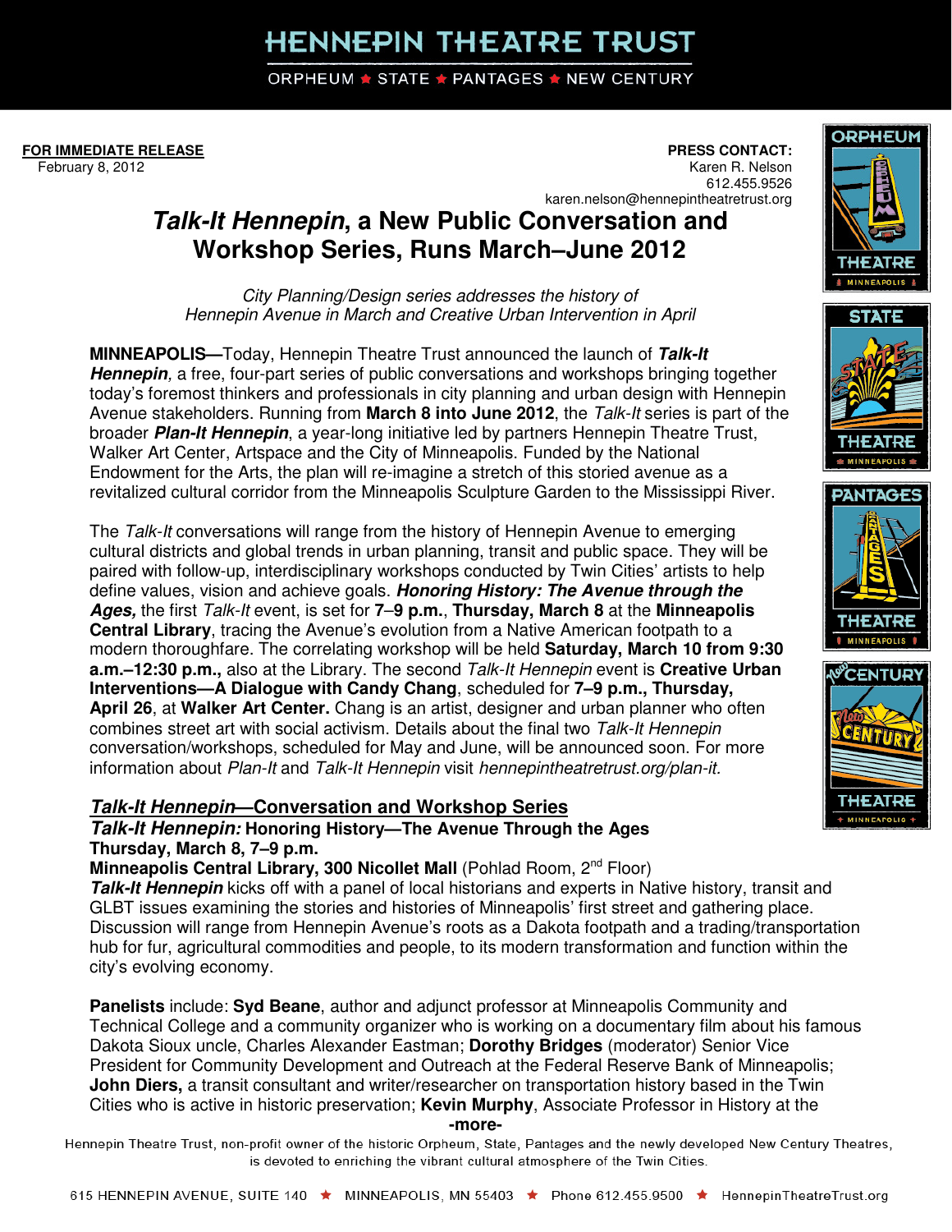# HENNEPIN THEATRE TRUST

ORPHEUM ★ STATE ★ PANTAGES ★ NEW CENTURY

**FOR IMMEDIATE RELEASE**
February 8, 2012

**PRESS CONTACT:**
Karen R. Nelson
612.455.9526
karen.nelson@hennepintheatretrust.org

# ***Talk-It Hennepin*, a New Public Conversation and Workshop Series, Runs March–June 2012**

*City Planning/Design series addresses the history of Hennepin Avenue in March and Creative Urban Intervention in April*

**MINNEAPOLIS—**Today, Hennepin Theatre Trust announced the launch of ***Talk-It Hennepin***, a free, four-part series of public conversations and workshops bringing together today's foremost thinkers and professionals in city planning and urban design with Hennepin Avenue stakeholders. Running from **March 8 into June 2012**, the *Talk-It* series is part of the broader ***Plan-It Hennepin***, a year-long initiative led by partners Hennepin Theatre Trust, Walker Art Center, Artspace and the City of Minneapolis. Funded by the National Endowment for the Arts, the plan will re-imagine a stretch of this storied avenue as a revitalized cultural corridor from the Minneapolis Sculpture Garden to the Mississippi River.

The *Talk-It* conversations will range from the history of Hennepin Avenue to emerging cultural districts and global trends in urban planning, transit and public space. They will be paired with follow-up, interdisciplinary workshops conducted by Twin Cities' artists to help define values, vision and achieve goals. ***Honoring History: The Avenue through the Ages,*** the first *Talk-It* event, is set for **7–9 p.m.**, **Thursday, March 8** at the **Minneapolis Central Library**, tracing the Avenue's evolution from a Native American footpath to a modern thoroughfare. The correlating workshop will be held **Saturday, March 10 from 9:30 a.m.–12:30 p.m.,** also at the Library. The second *Talk-It Hennepin* event is **Creative Urban Interventions—A Dialogue with Candy Chang**, scheduled for **7–9 p.m., Thursday, April 26**, at **Walker Art Center.** Chang is an artist, designer and urban planner who often combines street art with social activism. Details about the final two *Talk-It Hennepin* conversation/workshops, scheduled for May and June, will be announced soon. For more information about *Plan-It* and *Talk-It Hennepin* visit *hennepintheatretrust.org/plan-it.*

## ***Talk-It Hennepin*—Conversation and Workshop Series**

***Talk-It Hennepin:* Honoring History—The Avenue Through the Ages**
**Thursday, March 8, 7–9 p.m.**
**Minneapolis Central Library, 300 Nicollet Mall** (Pohlad Room, 2nd Floor)

***Talk-It Hennepin*** kicks off with a panel of local historians and experts in Native history, transit and GLBT issues examining the stories and histories of Minneapolis' first street and gathering place. Discussion will range from Hennepin Avenue's roots as a Dakota footpath and a trading/transportation hub for fur, agricultural commodities and people, to its modern transformation and function within the city's evolving economy.

**Panelists** include: **Syd Beane**, author and adjunct professor at Minneapolis Community and Technical College and a community organizer who is working on a documentary film about his famous Dakota Sioux uncle, Charles Alexander Eastman; **Dorothy Bridges** (moderator) Senior Vice President for Community Development and Outreach at the Federal Reserve Bank of Minneapolis; **John Diers,** a transit consultant and writer/researcher on transportation history based in the Twin Cities who is active in historic preservation; **Kevin Murphy**, Associate Professor in History at the

**-more-**

Hennepin Theatre Trust, non-profit owner of the historic Orpheum, State, Pantages and the newly developed New Century Theatres, is devoted to enriching the vibrant cultural atmosphere of the Twin Cities.

615 HENNEPIN AVENUE, SUITE 140 ★ MINNEAPOLIS, MN 55403 ★ Phone 612.455.9500 ★ HennepinTheatreTrust.org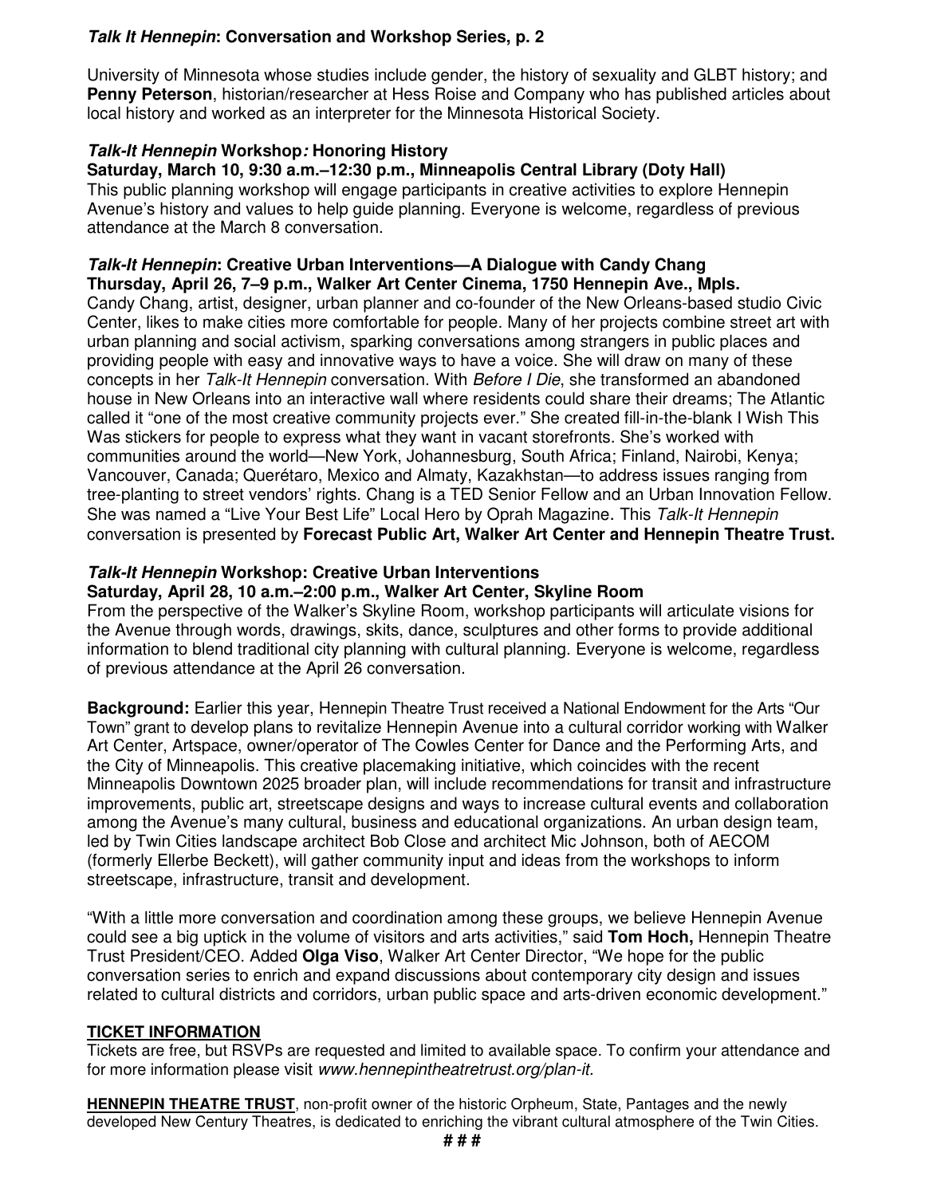University of Minnesota whose studies include gender, the history of sexuality and GLBT history; and **Penny Peterson**, historian/researcher at Hess Roise and Company who has published articles about local history and worked as an interpreter for the Minnesota Historical Society.

### ***Talk-It Hennepin*** **Workshop*:* Honoring History**

**Saturday, March 10, 9:30 a.m.–12:30 p.m., Minneapolis Central Library (Doty Hall)**

This public planning workshop will engage participants in creative activities to explore Hennepin Avenue's history and values to help guide planning. Everyone is welcome, regardless of previous attendance at the March 8 conversation.

### ***Talk-It Hennepin*****: Creative Urban Interventions—A Dialogue with Candy Chang**

**Thursday, April 26, 7–9 p.m., Walker Art Center Cinema, 1750 Hennepin Ave., Mpls.**

Candy Chang, artist, designer, urban planner and co-founder of the New Orleans-based studio Civic Center, likes to make cities more comfortable for people. Many of her projects combine street art with urban planning and social activism, sparking conversations among strangers in public places and providing people with easy and innovative ways to have a voice. She will draw on many of these concepts in her *Talk-It Hennepin* conversation. With *Before I Die*, she transformed an abandoned house in New Orleans into an interactive wall where residents could share their dreams; The Atlantic called it "one of the most creative community projects ever." She created fill-in-the-blank I Wish This Was stickers for people to express what they want in vacant storefronts. She's worked with communities around the world—New York, Johannesburg, South Africa; Finland, Nairobi, Kenya; Vancouver, Canada; Querétaro, Mexico and Almaty, Kazakhstan—to address issues ranging from tree-planting to street vendors' rights. Chang is a TED Senior Fellow and an Urban Innovation Fellow. She was named a "Live Your Best Life" Local Hero by Oprah Magazine. This *Talk-It Hennepin* conversation is presented by **Forecast Public Art, Walker Art Center and Hennepin Theatre Trust.**

### ***Talk-It Hennepin*** **Workshop: Creative Urban Interventions**

**Saturday, April 28, 10 a.m.–2:00 p.m., Walker Art Center, Skyline Room**

From the perspective of the Walker's Skyline Room, workshop participants will articulate visions for the Avenue through words, drawings, skits, dance, sculptures and other forms to provide additional information to blend traditional city planning with cultural planning. Everyone is welcome, regardless of previous attendance at the April 26 conversation.

**Background:** Earlier this year, Hennepin Theatre Trust received a National Endowment for the Arts "Our Town" grant to develop plans to revitalize Hennepin Avenue into a cultural corridor working with Walker Art Center, Artspace, owner/operator of The Cowles Center for Dance and the Performing Arts, and the City of Minneapolis. This creative placemaking initiative, which coincides with the recent Minneapolis Downtown 2025 broader plan, will include recommendations for transit and infrastructure improvements, public art, streetscape designs and ways to increase cultural events and collaboration among the Avenue's many cultural, business and educational organizations. An urban design team, led by Twin Cities landscape architect Bob Close and architect Mic Johnson, both of AECOM (formerly Ellerbe Beckett), will gather community input and ideas from the workshops to inform streetscape, infrastructure, transit and development.

"With a little more conversation and coordination among these groups, we believe Hennepin Avenue could see a big uptick in the volume of visitors and arts activities," said **Tom Hoch,** Hennepin Theatre Trust President/CEO. Added **Olga Viso**, Walker Art Center Director, "We hope for the public conversation series to enrich and expand discussions about contemporary city design and issues related to cultural districts and corridors, urban public space and arts-driven economic development."

**TICKET INFORMATION**

Tickets are free, but RSVPs are requested and limited to available space. To confirm your attendance and for more information please visit *www.hennepintheatretrust.org/plan-it.*

**HENNEPIN THEATRE TRUST**, non-profit owner of the historic Orpheum, State, Pantages and the newly developed New Century Theatres, is dedicated to enriching the vibrant cultural atmosphere of the Twin Cities.

**# # #**